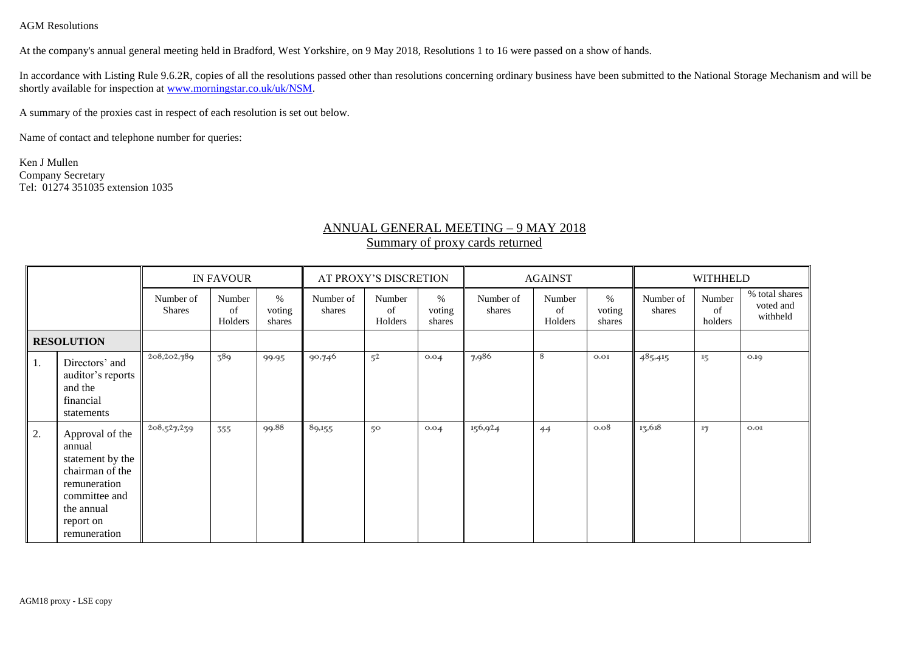AGM Resolutions

At the company's annual general meeting held in Bradford, West Yorkshire, on 9 May 2018, Resolutions 1 to 16 were passed on a show of hands.

In accordance with Listing Rule 9.6.2R, copies of all the resolutions passed other than resolutions concerning ordinary business have been submitted to the National Storage Mechanism and will be shortly available for inspection at www.morningstar.co.uk/uk/NSM.

A summary of the proxies cast in respect of each resolution is set out below.

Name of contact and telephone number for queries:

Ken J Mullen
Company Secretary
Tel: 01274 351035 extension 1035

## ANNUAL GENERAL MEETING – 9 MAY 2018
### Summary of proxy cards returned

| | | IN FAVOUR | | | AT PROXY'S DISCRETION | | | AGAINST | | | WITHHELD | | |
|---|---|---|---|---|---|---|---|---|---|---|---|---|---|
| | | Number of Shares | Number of Holders | % voting shares | Number of shares | Number of Holders | % voting shares | Number of shares | Number of Holders | % voting shares | Number of shares | Number of holders | % total shares voted and withheld |
| **RESOLUTION** | | | | | | | | | | | | | |
| 1. | Directors' and auditor's reports and the financial statements | 208,202,789 | 389 | 99.95 | 90,746 | 52 | 0.04 | 7,986 | 8 | 0.01 | 485,415 | 15 | 0.19 |
| 2. | Approval of the annual statement by the chairman of the remuneration committee and the annual report on remuneration | 208,527,239 | 355 | 99.88 | 89,155 | 50 | 0.04 | 156,924 | 44 | 0.08 | 13,618 | 17 | 0.01 |

AGM18 proxy - LSE copy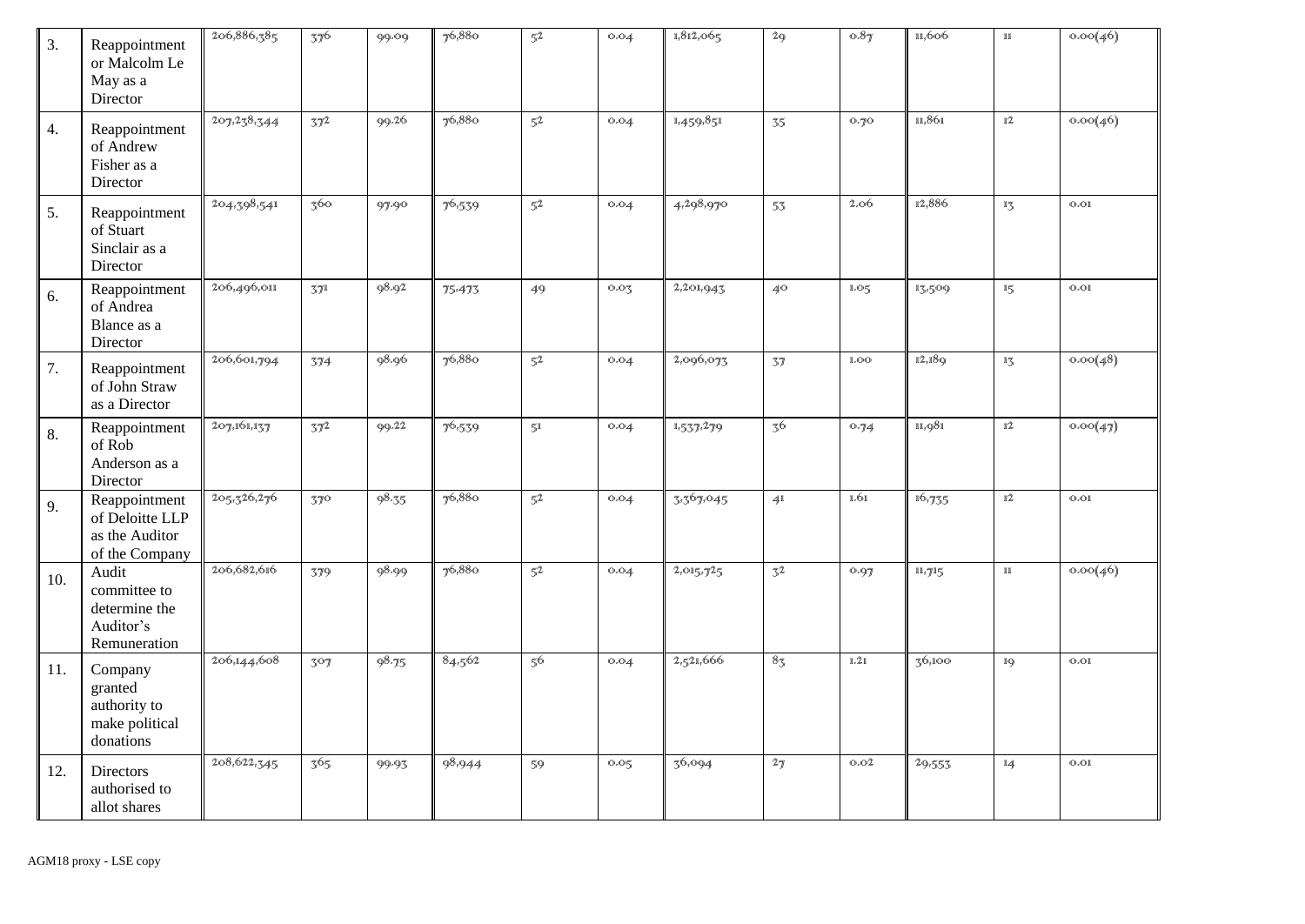| 3. | Reappointment or Malcolm Le May as a Director | 206,886,385 | 376 | 99.09 | 76,880 | 52 | 0.04 | 1,812,065 | 29 | 0.87 | 11,606 | 11 | 0.00(46) |
|---|---|---|---|---|---|---|---|---|---|---|---|---|---|
| 4. | Reappointment of Andrew Fisher as a Director | 207,238,344 | 372 | 99.26 | 76,880 | 52 | 0.04 | 1,459,851 | 35 | 0.70 | 11,861 | 12 | 0.00(46) |
| 5. | Reappointment of Stuart Sinclair as a Director | 204,398,541 | 360 | 97.90 | 76,539 | 52 | 0.04 | 4,298,970 | 53 | 2.06 | 12,886 | 13 | 0.01 |
| 6. | Reappointment of Andrea Blance as a Director | 206,496,011 | 371 | 98.92 | 75,473 | 49 | 0.03 | 2,201,943 | 40 | 1.05 | 13,509 | 15 | 0.01 |
| 7. | Reappointment of John Straw as a Director | 206,601,794 | 374 | 98.96 | 76,880 | 52 | 0.04 | 2,096,073 | 37 | 1.00 | 12,189 | 13 | 0.00(48) |
| 8. | Reappointment of Rob Anderson as a Director | 207,161,137 | 372 | 99.22 | 76,539 | 51 | 0.04 | 1,537,279 | 36 | 0.74 | 11,981 | 12 | 0.00(47) |
| 9. | Reappointment of Deloitte LLP as the Auditor of the Company | 205,326,276 | 370 | 98.35 | 76,880 | 52 | 0.04 | 3,367,045 | 41 | 1.61 | 16,735 | 12 | 0.01 |
| 10. | Audit committee to determine the Auditor's Remuneration | 206,682,616 | 379 | 98.99 | 76,880 | 52 | 0.04 | 2,015,725 | 32 | 0.97 | 11,715 | 11 | 0.00(46) |
| 11. | Company granted authority to make political donations | 206,144,608 | 307 | 98.75 | 84,562 | 56 | 0.04 | 2,521,666 | 83 | 1.21 | 36,100 | 19 | 0.01 |
| 12. | Directors authorised to allot shares | 208,622,345 | 365 | 99.93 | 98,944 | 59 | 0.05 | 36,094 | 27 | 0.02 | 29,553 | 14 | 0.01 |

AGM18 proxy - LSE copy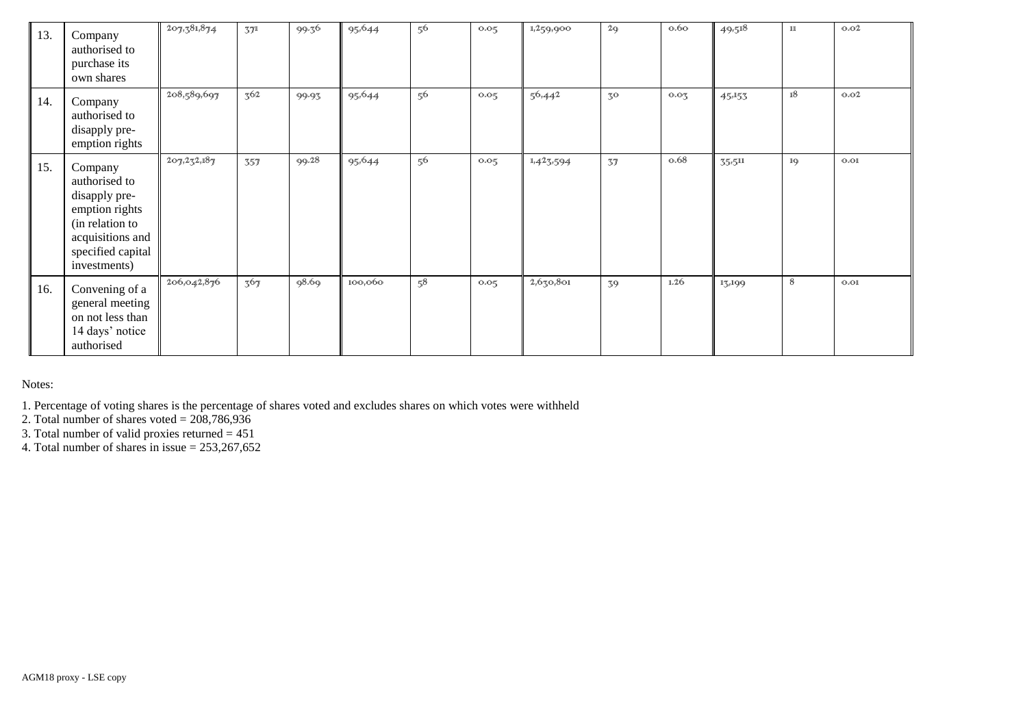| | | | | | | | | | | | | | |
|---|---|---|---|---|---|---|---|---|---|---|---|---|---|
| 13. | Company authorised to purchase its own shares | 207,381,874 | 371 | 99.36 | 95,644 | 56 | 0.05 | 1,259,900 | 29 | 0.60 | 49,518 | 11 | 0.02 |
| 14. | Company authorised to disapply pre-emption rights | 208,589,697 | 362 | 99.93 | 95,644 | 56 | 0.05 | 56,442 | 30 | 0.03 | 45,153 | 18 | 0.02 |
| 15. | Company authorised to disapply pre-emption rights (in relation to acquisitions and specified capital investments) | 207,232,187 | 357 | 99.28 | 95,644 | 56 | 0.05 | 1,423,594 | 37 | 0.68 | 35,511 | 19 | 0.01 |
| 16. | Convening of a general meeting on not less than 14 days' notice authorised | 206,042,876 | 367 | 98.69 | 100,060 | 58 | 0.05 | 2,630,801 | 39 | 1.26 | 13,199 | 8 | 0.01 |

Notes:

1. Percentage of voting shares is the percentage of shares voted and excludes shares on which votes were withheld
2. Total number of shares voted = 208,786,936
3. Total number of valid proxies returned = 451
4. Total number of shares in issue = 253,267,652

AGM18 proxy - LSE copy